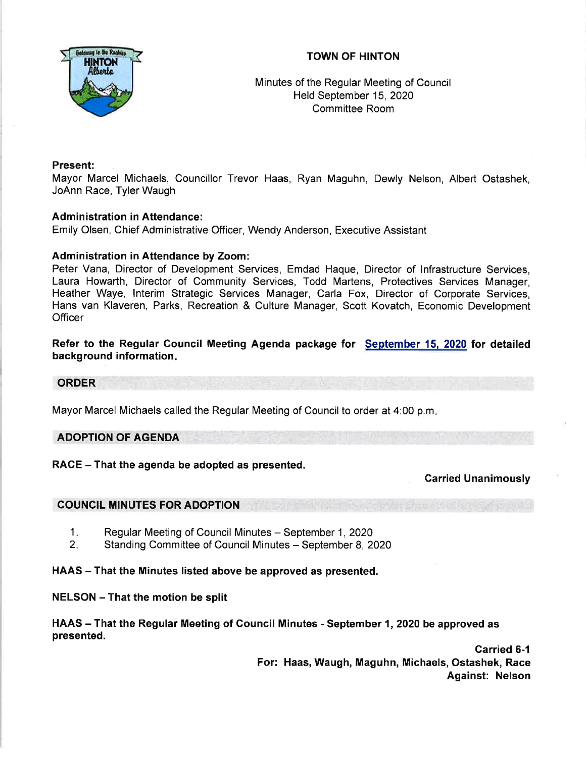# TOWN OF HINTON

Minutes of the Regular Meeting of Council
Held September 15, 2020
Committee Room

**Present:**
Mayor Marcel Michaels, Councillor Trevor Haas, Ryan Maguhn, Dewly Nelson, Albert Ostashek, JoAnn Race, Tyler Waugh

**Administration in Attendance:**
Emily Olsen, Chief Administrative Officer, Wendy Anderson, Executive Assistant

**Administration in Attendance by Zoom:**
Peter Vana, Director of Development Services, Emdad Haque, Director of Infrastructure Services, Laura Howarth, Director of Community Services, Todd Martens, Protectives Services Manager, Heather Waye, Interim Strategic Services Manager, Carla Fox, Director of Corporate Services, Hans van Klaveren, Parks, Recreation & Culture Manager, Scott Kovatch, Economic Development Officer

**Refer to the Regular Council Meeting Agenda package for September 15, 2020 for detailed background information.**

## ORDER

Mayor Marcel Michaels called the Regular Meeting of Council to order at 4:00 p.m.

## ADOPTION OF AGENDA

**RACE – That the agenda be adopted as presented.**

**Carried Unanimously**

## COUNCIL MINUTES FOR ADOPTION

1. Regular Meeting of Council Minutes – September 1, 2020
2. Standing Committee of Council Minutes – September 8, 2020

**HAAS – That the Minutes listed above be approved as presented.**

**NELSON – That the motion be split**

**HAAS – That the Regular Meeting of Council Minutes - September 1, 2020 be approved as presented.**

**Carried 6-1**
**For: Haas, Waugh, Maguhn, Michaels, Ostashek, Race**
**Against: Nelson**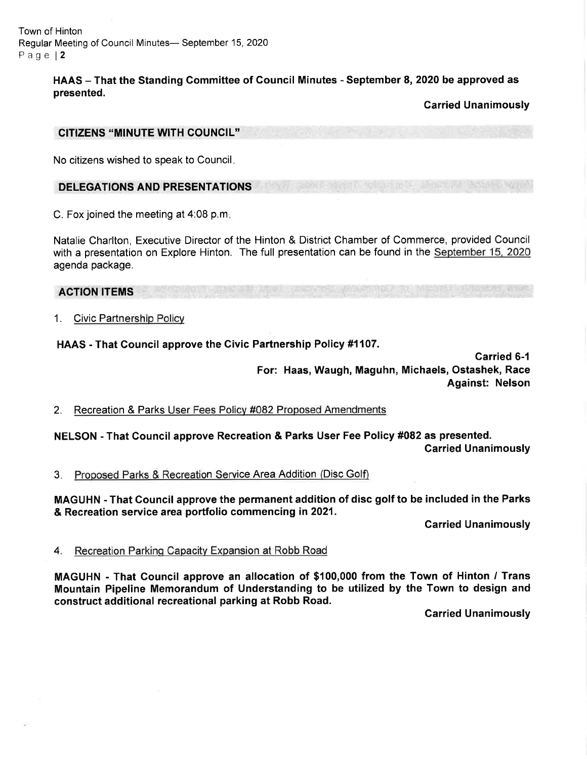**HAAS – That the Standing Committee of Council Minutes - September 8, 2020 be approved as presented.**

**Carried Unanimously**

## CITIZENS "MINUTE WITH COUNCIL"

No citizens wished to speak to Council.

## DELEGATIONS AND PRESENTATIONS

C. Fox joined the meeting at 4:08 p.m.

Natalie Charlton, Executive Director of the Hinton & District Chamber of Commerce, provided Council with a presentation on Explore Hinton. The full presentation can be found in the September 15, 2020 agenda package.

## ACTION ITEMS

1. Civic Partnership Policy

**HAAS - That Council approve the Civic Partnership Policy #1107.**

**Carried 6-1**
**For: Haas, Waugh, Maguhn, Michaels, Ostashek, Race**
**Against: Nelson**

2. Recreation & Parks User Fees Policy #082 Proposed Amendments

**NELSON - That Council approve Recreation & Parks User Fee Policy #082 as presented.**

**Carried Unanimously**

3. Proposed Parks & Recreation Service Area Addition (Disc Golf)

**MAGUHN - That Council approve the permanent addition of disc golf to be included in the Parks & Recreation service area portfolio commencing in 2021.**

**Carried Unanimously**

4. Recreation Parking Capacity Expansion at Robb Road

**MAGUHN - That Council approve an allocation of $100,000 from the Town of Hinton / Trans Mountain Pipeline Memorandum of Understanding to be utilized by the Town to design and construct additional recreational parking at Robb Road.**

**Carried Unanimously**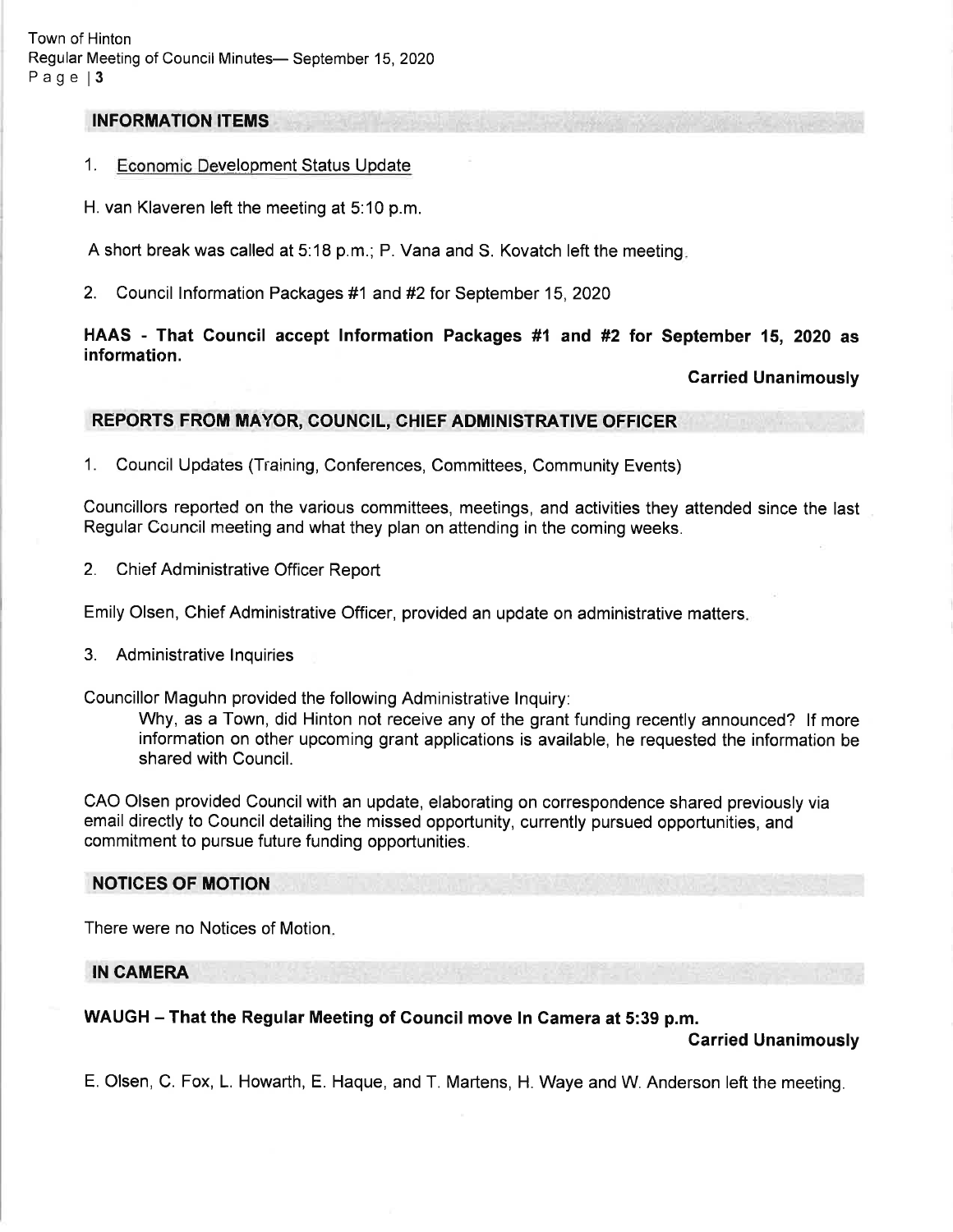## INFORMATION ITEMS

1. Economic Development Status Update

H. van Klaveren left the meeting at 5:10 p.m.

A short break was called at 5:18 p.m.; P. Vana and S. Kovatch left the meeting.

2. Council Information Packages #1 and #2 for September 15, 2020

**HAAS - That Council accept Information Packages #1 and #2 for September 15, 2020 as information.**

**Carried Unanimously**

## REPORTS FROM MAYOR, COUNCIL, CHIEF ADMINISTRATIVE OFFICER

1. Council Updates (Training, Conferences, Committees, Community Events)

Councillors reported on the various committees, meetings, and activities they attended since the last Regular Council meeting and what they plan on attending in the coming weeks.

2. Chief Administrative Officer Report

Emily Olsen, Chief Administrative Officer, provided an update on administrative matters.

3. Administrative Inquiries

Councillor Maguhn provided the following Administrative Inquiry:

> Why, as a Town, did Hinton not receive any of the grant funding recently announced? If more information on other upcoming grant applications is available, he requested the information be shared with Council.

CAO Olsen provided Council with an update, elaborating on correspondence shared previously via email directly to Council detailing the missed opportunity, currently pursued opportunities, and commitment to pursue future funding opportunities.

## NOTICES OF MOTION

There were no Notices of Motion.

## IN CAMERA

**WAUGH – That the Regular Meeting of Council move In Camera at 5:39 p.m.**

**Carried Unanimously**

E. Olsen, C. Fox, L. Howarth, E. Haque, and T. Martens, H. Waye and W. Anderson left the meeting.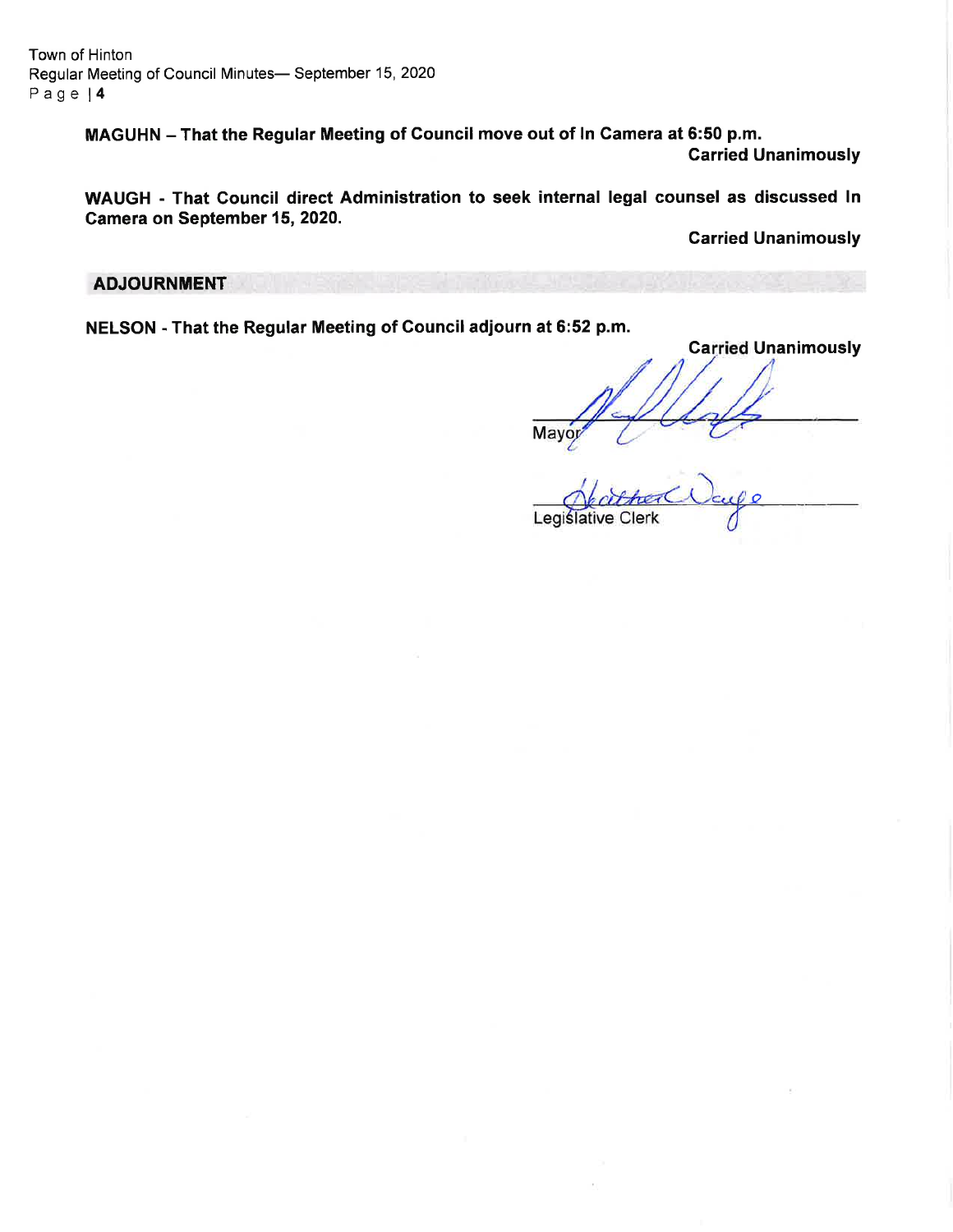**MAGUHN – That the Regular Meeting of Council move out of In Camera at 6:50 p.m.**

**Carried Unanimously**

**WAUGH - That Council direct Administration to seek internal legal counsel as discussed In Camera on September 15, 2020.**

**Carried Unanimously**

## ADJOURNMENT

**NELSON - That the Regular Meeting of Council adjourn at 6:52 p.m.**

**Carried Unanimously**

Mayor

Legislative Clerk